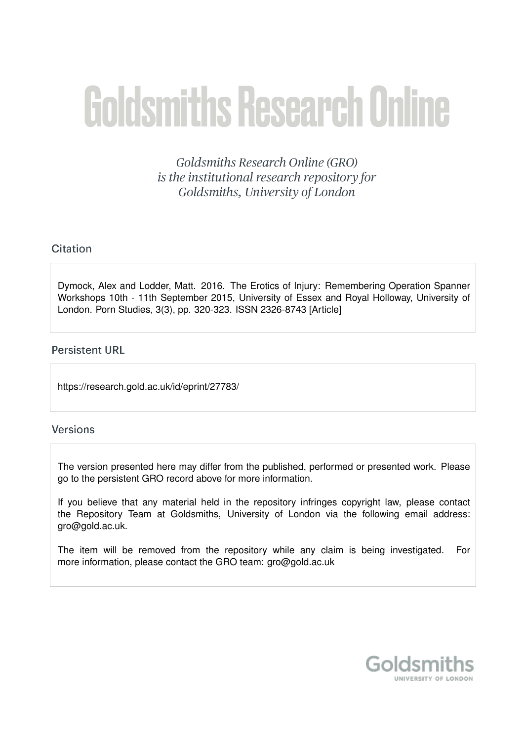# Goldsmiths Research Online

*Goldsmiths Research Online (GRO) is the institutional research repository for Goldsmiths, University of London*

## Citation

Dymock, Alex and Lodder, Matt. 2016. The Erotics of Injury: Remembering Operation Spanner Workshops 10th - 11th September 2015, University of Essex and Royal Holloway, University of London. Porn Studies, 3(3), pp. 320-323. ISSN 2326-8743 [Article]

## Persistent URL

https://research.gold.ac.uk/id/eprint/27783/

## Versions

The version presented here may differ from the published, performed or presented work. Please go to the persistent GRO record above for more information.

If you believe that any material held in the repository infringes copyright law, please contact the Repository Team at Goldsmiths, University of London via the following email address: gro@gold.ac.uk.

The item will be removed from the repository while any claim is being investigated. For more information, please contact the GRO team: gro@gold.ac.uk

Goldsmiths
UNIVERSITY OF LONDON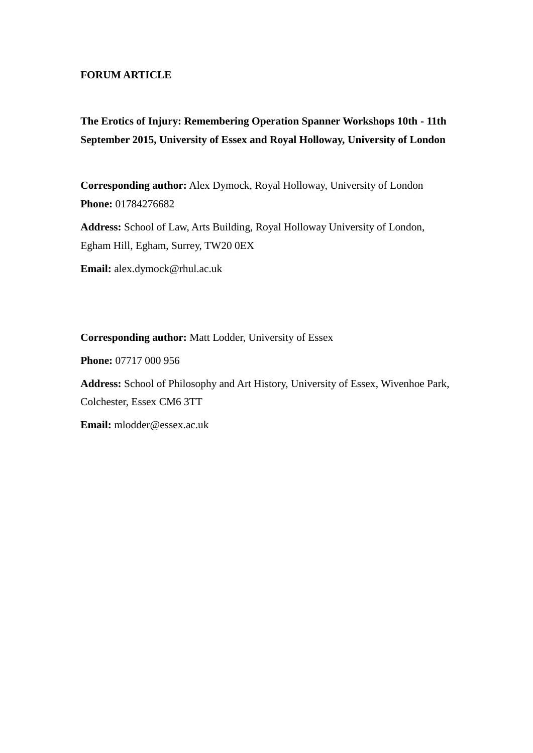**FORUM ARTICLE**

**The Erotics of Injury: Remembering Operation Spanner Workshops 10th - 11th September 2015, University of Essex and Royal Holloway, University of London**

**Corresponding author:** Alex Dymock, Royal Holloway, University of London

**Phone:** 01784276682

**Address:** School of Law, Arts Building, Royal Holloway University of London, Egham Hill, Egham, Surrey, TW20 0EX

**Email:** alex.dymock@rhul.ac.uk

**Corresponding author:** Matt Lodder, University of Essex

**Phone:** 07717 000 956

**Address:** School of Philosophy and Art History, University of Essex, Wivenhoe Park, Colchester, Essex CM6 3TT

**Email:** mlodder@essex.ac.uk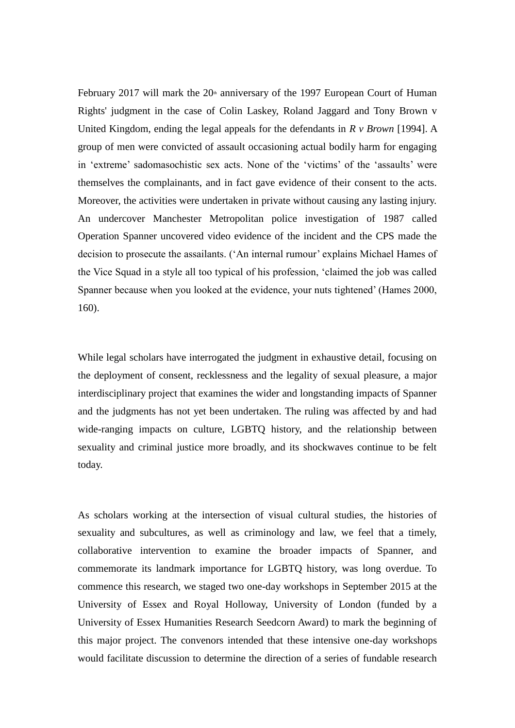February 2017 will mark the 20th anniversary of the 1997 European Court of Human Rights' judgment in the case of Colin Laskey, Roland Jaggard and Tony Brown v United Kingdom, ending the legal appeals for the defendants in *R v Brown* [1994]. A group of men were convicted of assault occasioning actual bodily harm for engaging in 'extreme' sadomasochistic sex acts. None of the 'victims' of the 'assaults' were themselves the complainants, and in fact gave evidence of their consent to the acts. Moreover, the activities were undertaken in private without causing any lasting injury. An undercover Manchester Metropolitan police investigation of 1987 called Operation Spanner uncovered video evidence of the incident and the CPS made the decision to prosecute the assailants. ('An internal rumour' explains Michael Hames of the Vice Squad in a style all too typical of his profession, 'claimed the job was called Spanner because when you looked at the evidence, your nuts tightened' (Hames 2000, 160).

While legal scholars have interrogated the judgment in exhaustive detail, focusing on the deployment of consent, recklessness and the legality of sexual pleasure, a major interdisciplinary project that examines the wider and longstanding impacts of Spanner and the judgments has not yet been undertaken. The ruling was affected by and had wide-ranging impacts on culture, LGBTQ history, and the relationship between sexuality and criminal justice more broadly, and its shockwaves continue to be felt today.

As scholars working at the intersection of visual cultural studies, the histories of sexuality and subcultures, as well as criminology and law, we feel that a timely, collaborative intervention to examine the broader impacts of Spanner, and commemorate its landmark importance for LGBTQ history, was long overdue. To commence this research, we staged two one-day workshops in September 2015 at the University of Essex and Royal Holloway, University of London (funded by a University of Essex Humanities Research Seedcorn Award) to mark the beginning of this major project. The convenors intended that these intensive one-day workshops would facilitate discussion to determine the direction of a series of fundable research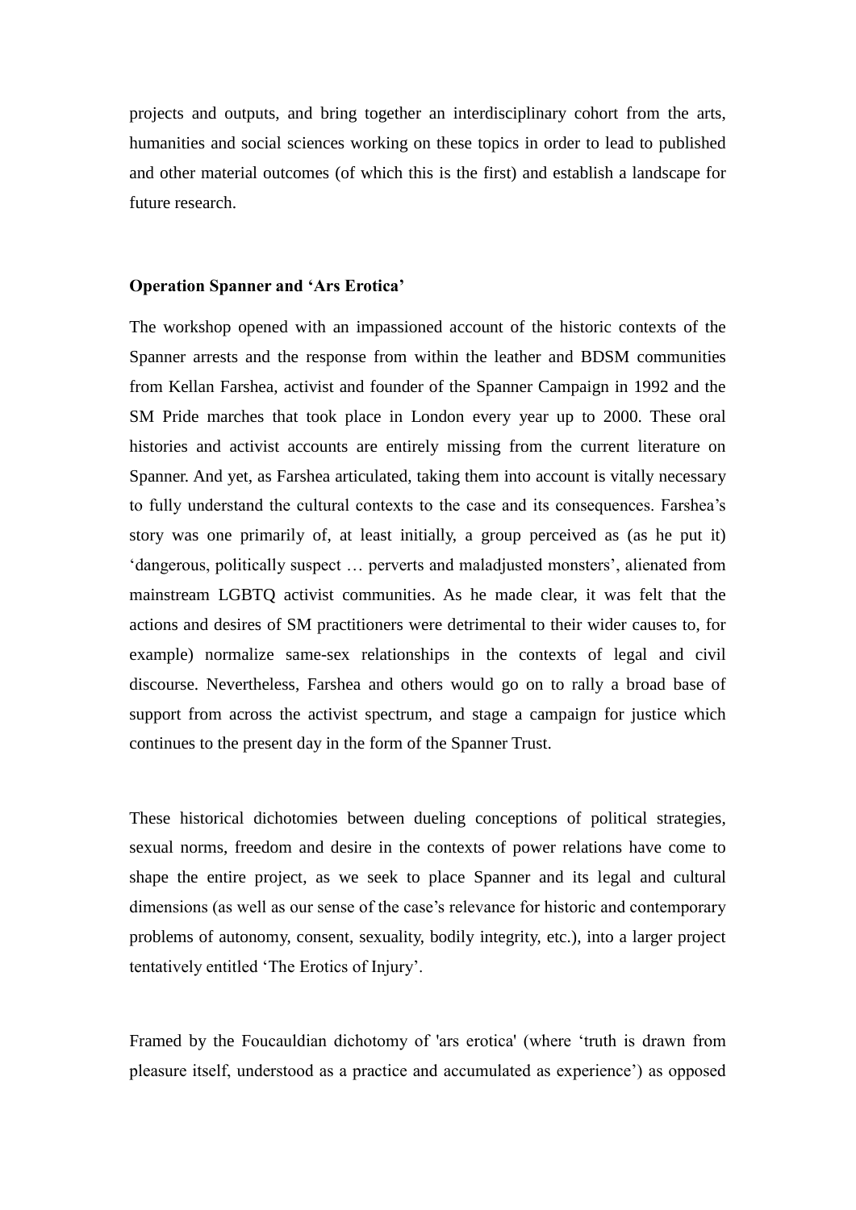projects and outputs, and bring together an interdisciplinary cohort from the arts, humanities and social sciences working on these topics in order to lead to published and other material outcomes (of which this is the first) and establish a landscape for future research.

**Operation Spanner and 'Ars Erotica'**

The workshop opened with an impassioned account of the historic contexts of the Spanner arrests and the response from within the leather and BDSM communities from Kellan Farshea, activist and founder of the Spanner Campaign in 1992 and the SM Pride marches that took place in London every year up to 2000. These oral histories and activist accounts are entirely missing from the current literature on Spanner. And yet, as Farshea articulated, taking them into account is vitally necessary to fully understand the cultural contexts to the case and its consequences. Farshea's story was one primarily of, at least initially, a group perceived as (as he put it) 'dangerous, politically suspect … perverts and maladjusted monsters', alienated from mainstream LGBTQ activist communities. As he made clear, it was felt that the actions and desires of SM practitioners were detrimental to their wider causes to, for example) normalize same-sex relationships in the contexts of legal and civil discourse. Nevertheless, Farshea and others would go on to rally a broad base of support from across the activist spectrum, and stage a campaign for justice which continues to the present day in the form of the Spanner Trust.

These historical dichotomies between dueling conceptions of political strategies, sexual norms, freedom and desire in the contexts of power relations have come to shape the entire project, as we seek to place Spanner and its legal and cultural dimensions (as well as our sense of the case's relevance for historic and contemporary problems of autonomy, consent, sexuality, bodily integrity, etc.), into a larger project tentatively entitled 'The Erotics of Injury'.

Framed by the Foucauldian dichotomy of 'ars erotica' (where 'truth is drawn from pleasure itself, understood as a practice and accumulated as experience') as opposed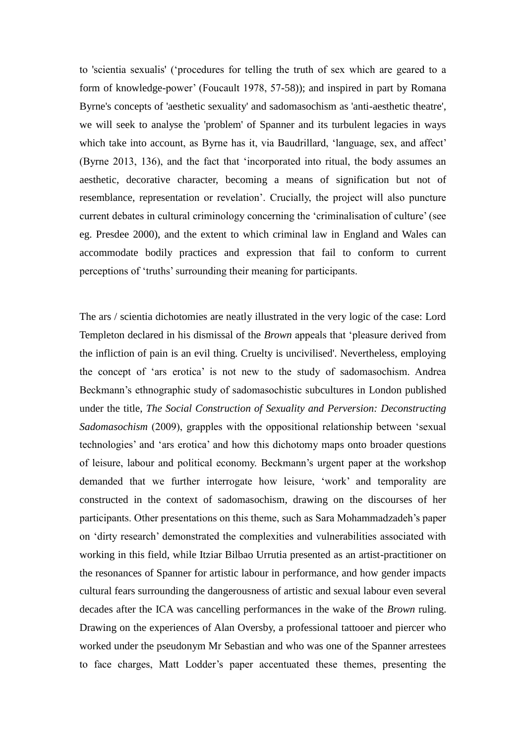to 'scientia sexualis' ('procedures for telling the truth of sex which are geared to a form of knowledge-power' (Foucault 1978, 57-58)); and inspired in part by Romana Byrne's concepts of 'aesthetic sexuality' and sadomasochism as 'anti-aesthetic theatre', we will seek to analyse the 'problem' of Spanner and its turbulent legacies in ways which take into account, as Byrne has it, via Baudrillard, 'language, sex, and affect' (Byrne 2013, 136), and the fact that 'incorporated into ritual, the body assumes an aesthetic, decorative character, becoming a means of signification but not of resemblance, representation or revelation'. Crucially, the project will also puncture current debates in cultural criminology concerning the 'criminalisation of culture' (see eg. Presdee 2000), and the extent to which criminal law in England and Wales can accommodate bodily practices and expression that fail to conform to current perceptions of 'truths' surrounding their meaning for participants.

The ars / scientia dichotomies are neatly illustrated in the very logic of the case: Lord Templeton declared in his dismissal of the *Brown* appeals that 'pleasure derived from the infliction of pain is an evil thing. Cruelty is uncivilised'. Nevertheless, employing the concept of 'ars erotica' is not new to the study of sadomasochism. Andrea Beckmann's ethnographic study of sadomasochistic subcultures in London published under the title, *The Social Construction of Sexuality and Perversion: Deconstructing Sadomasochism* (2009), grapples with the oppositional relationship between 'sexual technologies' and 'ars erotica' and how this dichotomy maps onto broader questions of leisure, labour and political economy. Beckmann's urgent paper at the workshop demanded that we further interrogate how leisure, 'work' and temporality are constructed in the context of sadomasochism, drawing on the discourses of her participants. Other presentations on this theme, such as Sara Mohammadzadeh's paper on 'dirty research' demonstrated the complexities and vulnerabilities associated with working in this field, while Itziar Bilbao Urrutia presented as an artist-practitioner on the resonances of Spanner for artistic labour in performance, and how gender impacts cultural fears surrounding the dangerousness of artistic and sexual labour even several decades after the ICA was cancelling performances in the wake of the *Brown* ruling. Drawing on the experiences of Alan Oversby, a professional tattooer and piercer who worked under the pseudonym Mr Sebastian and who was one of the Spanner arrestees to face charges, Matt Lodder's paper accentuated these themes, presenting the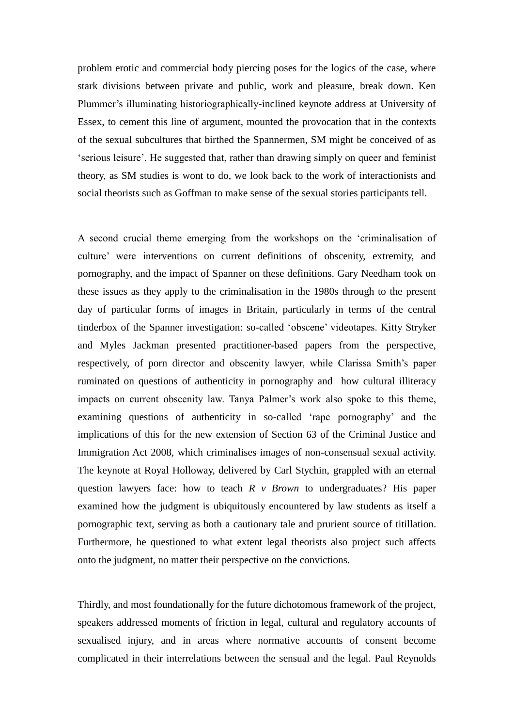problem erotic and commercial body piercing poses for the logics of the case, where stark divisions between private and public, work and pleasure, break down. Ken Plummer's illuminating historiographically-inclined keynote address at University of Essex, to cement this line of argument, mounted the provocation that in the contexts of the sexual subcultures that birthed the Spannermen, SM might be conceived of as 'serious leisure'. He suggested that, rather than drawing simply on queer and feminist theory, as SM studies is wont to do, we look back to the work of interactionists and social theorists such as Goffman to make sense of the sexual stories participants tell.

A second crucial theme emerging from the workshops on the 'criminalisation of culture' were interventions on current definitions of obscenity, extremity, and pornography, and the impact of Spanner on these definitions. Gary Needham took on these issues as they apply to the criminalisation in the 1980s through to the present day of particular forms of images in Britain, particularly in terms of the central tinderbox of the Spanner investigation: so-called 'obscene' videotapes. Kitty Stryker and Myles Jackman presented practitioner-based papers from the perspective, respectively, of porn director and obscenity lawyer, while Clarissa Smith's paper ruminated on questions of authenticity in pornography and how cultural illiteracy impacts on current obscenity law. Tanya Palmer's work also spoke to this theme, examining questions of authenticity in so-called 'rape pornography' and the implications of this for the new extension of Section 63 of the Criminal Justice and Immigration Act 2008, which criminalises images of non-consensual sexual activity. The keynote at Royal Holloway, delivered by Carl Stychin, grappled with an eternal question lawyers face: how to teach *R v Brown* to undergraduates? His paper examined how the judgment is ubiquitously encountered by law students as itself a pornographic text, serving as both a cautionary tale and prurient source of titillation. Furthermore, he questioned to what extent legal theorists also project such affects onto the judgment, no matter their perspective on the convictions.

Thirdly, and most foundationally for the future dichotomous framework of the project, speakers addressed moments of friction in legal, cultural and regulatory accounts of sexualised injury, and in areas where normative accounts of consent become complicated in their interrelations between the sensual and the legal. Paul Reynolds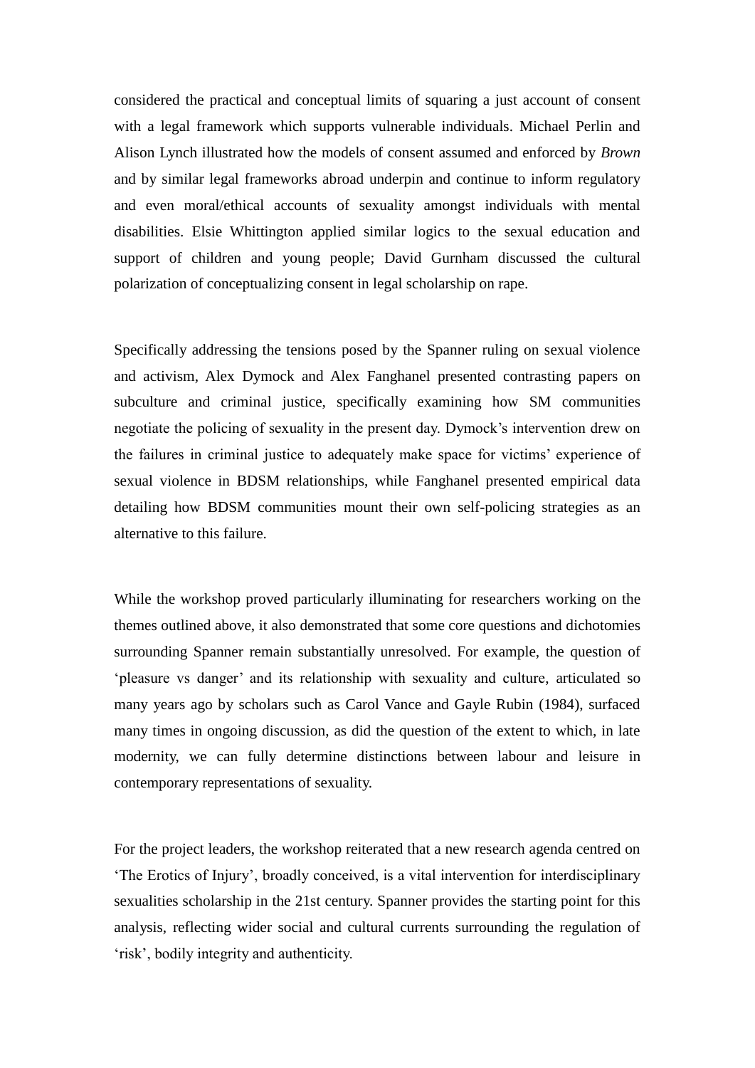considered the practical and conceptual limits of squaring a just account of consent with a legal framework which supports vulnerable individuals. Michael Perlin and Alison Lynch illustrated how the models of consent assumed and enforced by *Brown* and by similar legal frameworks abroad underpin and continue to inform regulatory and even moral/ethical accounts of sexuality amongst individuals with mental disabilities. Elsie Whittington applied similar logics to the sexual education and support of children and young people; David Gurnham discussed the cultural polarization of conceptualizing consent in legal scholarship on rape.

Specifically addressing the tensions posed by the Spanner ruling on sexual violence and activism, Alex Dymock and Alex Fanghanel presented contrasting papers on subculture and criminal justice, specifically examining how SM communities negotiate the policing of sexuality in the present day. Dymock's intervention drew on the failures in criminal justice to adequately make space for victims' experience of sexual violence in BDSM relationships, while Fanghanel presented empirical data detailing how BDSM communities mount their own self-policing strategies as an alternative to this failure.

While the workshop proved particularly illuminating for researchers working on the themes outlined above, it also demonstrated that some core questions and dichotomies surrounding Spanner remain substantially unresolved. For example, the question of 'pleasure vs danger' and its relationship with sexuality and culture, articulated so many years ago by scholars such as Carol Vance and Gayle Rubin (1984), surfaced many times in ongoing discussion, as did the question of the extent to which, in late modernity, we can fully determine distinctions between labour and leisure in contemporary representations of sexuality.

For the project leaders, the workshop reiterated that a new research agenda centred on 'The Erotics of Injury', broadly conceived, is a vital intervention for interdisciplinary sexualities scholarship in the 21st century. Spanner provides the starting point for this analysis, reflecting wider social and cultural currents surrounding the regulation of 'risk', bodily integrity and authenticity.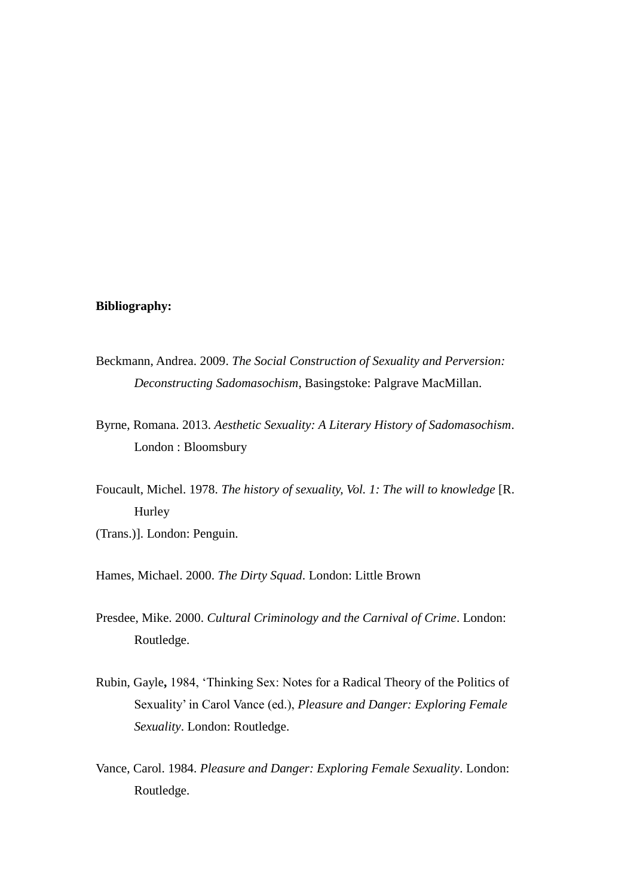**Bibliography:**

Beckmann, Andrea. 2009. *The Social Construction of Sexuality and Perversion: Deconstructing Sadomasochism*, Basingstoke: Palgrave MacMillan.

Byrne, Romana. 2013. *Aesthetic Sexuality: A Literary History of Sadomasochism*. London : Bloomsbury

Foucault, Michel. 1978. *The history of sexuality, Vol. 1: The will to knowledge* [R. Hurley (Trans.)]. London: Penguin.

Hames, Michael. 2000. *The Dirty Squad*. London: Little Brown

Presdee, Mike. 2000. *Cultural Criminology and the Carnival of Crime*. London: Routledge.

Rubin, Gayle**,** 1984, 'Thinking Sex: Notes for a Radical Theory of the Politics of Sexuality' in Carol Vance (ed.), *Pleasure and Danger: Exploring Female Sexuality*. London: Routledge.

Vance, Carol. 1984. *Pleasure and Danger: Exploring Female Sexuality*. London: Routledge.